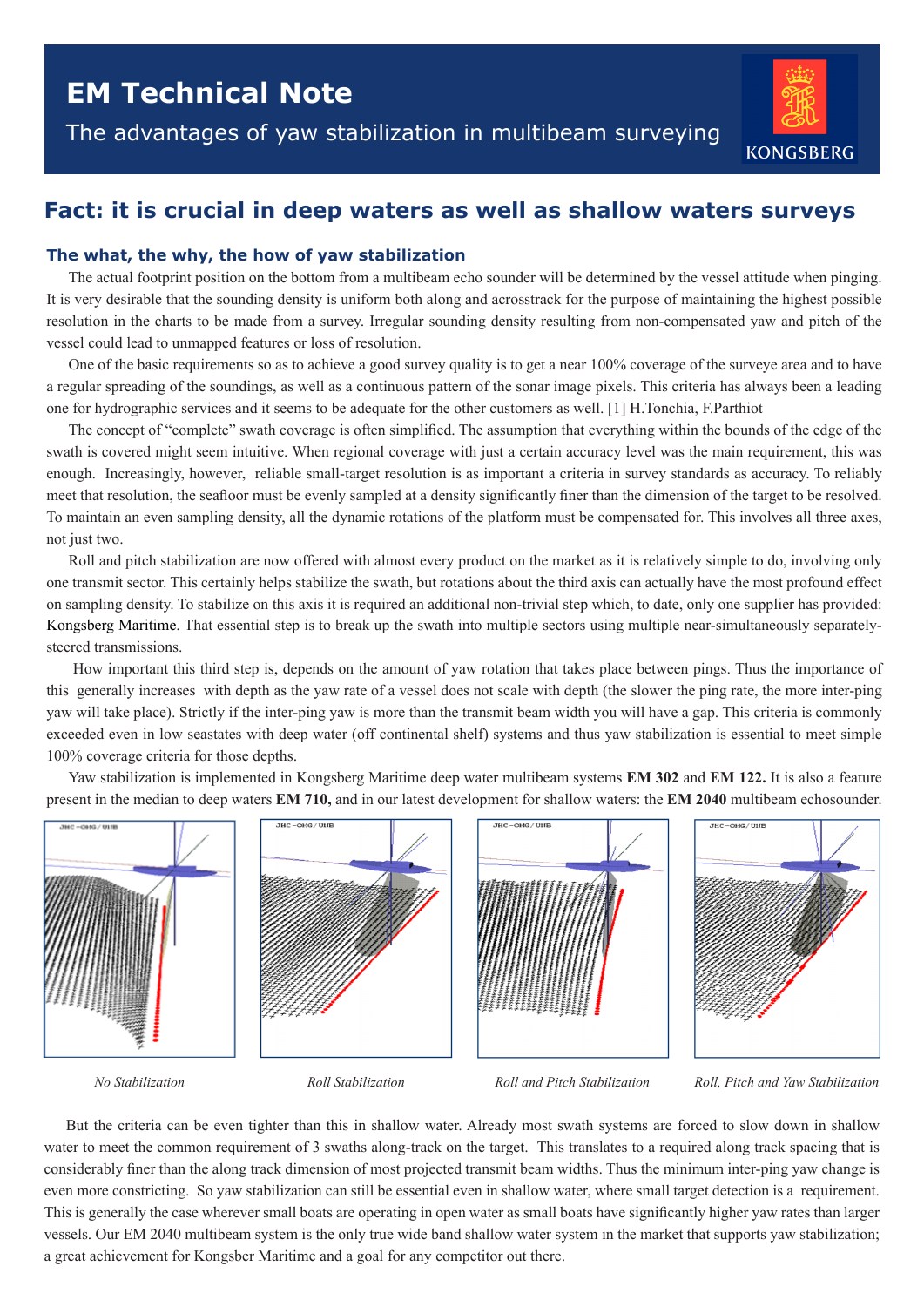# EM Technical Note

The advantages of yaw stabilization in multibeam surveying

KONGSBERG

## Fact: it is crucial in deep waters as well as shallow waters surveys

### The what, the why, the how of yaw stabilization

The actual footprint position on the bottom from a multibeam echo sounder will be determined by the vessel attitude when pinging. It is very desirable that the sounding density is uniform both along and acrosstrack for the purpose of maintaining the highest possible resolution in the charts to be made from a survey. Irregular sounding density resulting from non-compensated yaw and pitch of the vessel could lead to unmapped features or loss of resolution.

One of the basic requirements so as to achieve a good survey quality is to get a near 100% coverage of the surveye area and to have a regular spreading of the soundings, as well as a continuous pattern of the sonar image pixels. This criteria has always been a leading one for hydrographic services and it seems to be adequate for the other customers as well. [1] H.Tonchia, F.Parthiot

The concept of "complete" swath coverage is often simplified. The assumption that everything within the bounds of the edge of the swath is covered might seem intuitive. When regional coverage with just a certain accuracy level was the main requirement, this was enough. Increasingly, however, reliable small-target resolution is as important a criteria in survey standards as accuracy. To reliably meet that resolution, the seafloor must be evenly sampled at a density significantly finer than the dimension of the target to be resolved. To maintain an even sampling density, all the dynamic rotations of the platform must be compensated for. This involves all three axes, not just two.

Roll and pitch stabilization are now offered with almost every product on the market as it is relatively simple to do, involving only one transmit sector. This certainly helps stabilize the swath, but rotations about the third axis can actually have the most profound effect on sampling density. To stabilize on this axis it is required an additional non-trivial step which, to date, only one supplier has provided: Kongsberg Maritime. That essential step is to break up the swath into multiple sectors using multiple near-simultaneously separately-steered transmissions.

How important this third step is, depends on the amount of yaw rotation that takes place between pings. Thus the importance of this generally increases with depth as the yaw rate of a vessel does not scale with depth (the slower the ping rate, the more inter-ping yaw will take place). Strictly if the inter-ping yaw is more than the transmit beam width you will have a gap. This criteria is commonly exceeded even in low seastates with deep water (off continental shelf) systems and thus yaw stabilization is essential to meet simple 100% coverage criteria for those depths.

Yaw stabilization is implemented in Kongsberg Maritime deep water multibeam systems **EM 302** and **EM 122.** It is also a feature present in the median to deep waters **EM 710,** and in our latest development for shallow waters: the **EM 2040** multibeam echosounder.

*No Stabilization*

*Roll Stabilization*

*Roll and Pitch Stabilization*

*Roll, Pitch and Yaw Stabilization*

But the criteria can be even tighter than this in shallow water. Already most swath systems are forced to slow down in shallow water to meet the common requirement of 3 swaths along-track on the target. This translates to a required along track spacing that is considerably finer than the along track dimension of most projected transmit beam widths. Thus the minimum inter-ping yaw change is even more constricting. So yaw stabilization can still be essential even in shallow water, where small target detection is a requirement. This is generally the case wherever small boats are operating in open water as small boats have significantly higher yaw rates than larger vessels. Our EM 2040 multibeam system is the only true wide band shallow water system in the market that supports yaw stabilization; a great achievement for Kongsber Maritime and a goal for any competitor out there.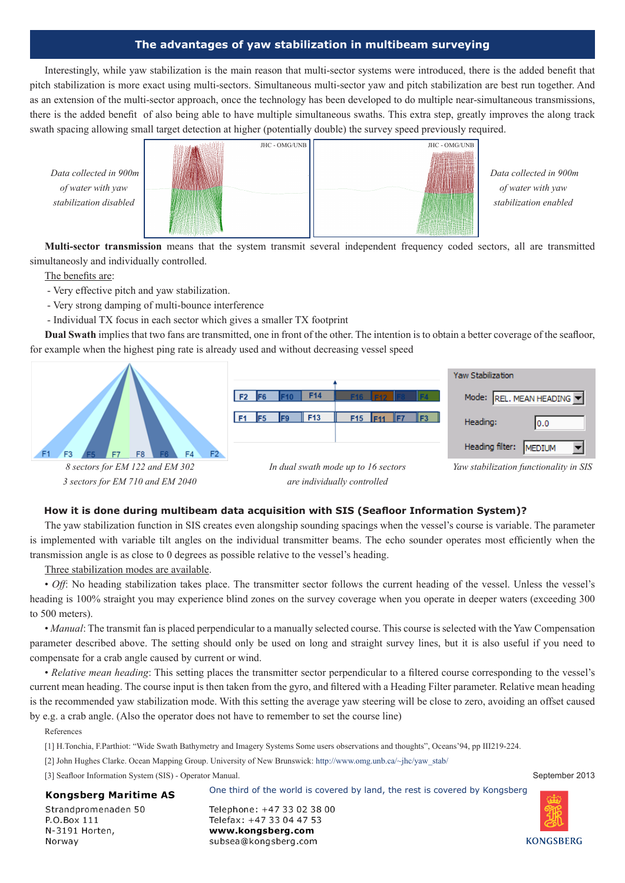## The advantages of yaw stabilization in multibeam surveying

Interestingly, while yaw stabilization is the main reason that multi-sector systems were introduced, there is the added benefit that pitch stabilization is more exact using multi-sectors. Simultaneous multi-sector yaw and pitch stabilization are best run together. And as an extension of the multi-sector approach, once the technology has been developed to do multiple near-simultaneous transmissions, there is the added benefit of also being able to have multiple simultaneous swaths. This extra step, greatly improves the along track swath spacing allowing small target detection at higher (potentially double) the survey speed previously required.

*Data collected in 900m of water with yaw stabilization disabled*

JHC - OMG/UNB

JHC - OMG/UNB

*Data collected in 900m of water with yaw stabilization enabled*

**Multi-sector transmission** means that the system transmit several independent frequency coded sectors, all are transmitted simultaneosly and individually controlled.

The benefits are:

- Very effective pitch and yaw stabilization.
- Very strong damping of multi-bounce interference
- Individual TX focus in each sector which gives a smaller TX footprint

**Dual Swath** implies that two fans are transmitted, one in front of the other. The intention is to obtain a better coverage of the seafloor, for example when the highest ping rate is already used and without decreasing vessel speed

F1 F3 F5 F7 F8 F6 F4 F2

*8 sectors for EM 122 and EM 302*
*3 sectors for EM 710 and EM 2040*

F2 F6 F10 F14 F16 F12 F8 F4
F1 F5 F9 F13 F15 F11 F7 F3

*In dual swath mode up to 16 sectors are individually controlled*

Yaw Stabilization
Mode: REL. MEAN HEADING
Heading: 0.0
Heading filter: MEDIUM

*Yaw stabilization functionality in SIS*

### How it is done during multibeam data acquisition with SIS (Seafloor Information System)?

The yaw stabilization function in SIS creates even alongship sounding spacings when the vessel's course is variable. The parameter is implemented with variable tilt angles on the individual transmitter beams. The echo sounder operates most efficiently when the transmission angle is as close to 0 degrees as possible relative to the vessel's heading.

Three stabilization modes are available.

• *Off*: No heading stabilization takes place. The transmitter sector follows the current heading of the vessel. Unless the vessel's heading is 100% straight you may experience blind zones on the survey coverage when you operate in deeper waters (exceeding 300 to 500 meters).

• *Manual*: The transmit fan is placed perpendicular to a manually selected course. This course is selected with the Yaw Compensation parameter described above. The setting should only be used on long and straight survey lines, but it is also useful if you need to compensate for a crab angle caused by current or wind.

• *Relative mean heading*: This setting places the transmitter sector perpendicular to a filtered course corresponding to the vessel's current mean heading. The course input is then taken from the gyro, and filtered with a Heading Filter parameter. Relative mean heading is the recommended yaw stabilization mode. With this setting the average yaw steering will be close to zero, avoiding an offset caused by e.g. a crab angle. (Also the operator does not have to remember to set the course line)

References

[1] H.Tonchia, F.Parthiot: "Wide Swath Bathymetry and Imagery Systems Some users observations and thoughts", Oceans'94, pp III219-224.

[2] John Hughes Clarke. Ocean Mapping Group. University of New Brunswick: http://www.omg.unb.ca/~jhc/yaw_stab/

[3] Seafloor Information System (SIS) - Operator Manual.

September 2013

**Kongsberg Maritime AS**
Strandpromenaden 50
P.O.Box 111
N-3191 Horten,
Norway

One third of the world is covered by land, the rest is covered by Kongsberg

Telephone: +47 33 02 38 00
Telefax: +47 33 04 47 53
**www.kongsberg.com**
subsea@kongsberg.com

KONGSBERG